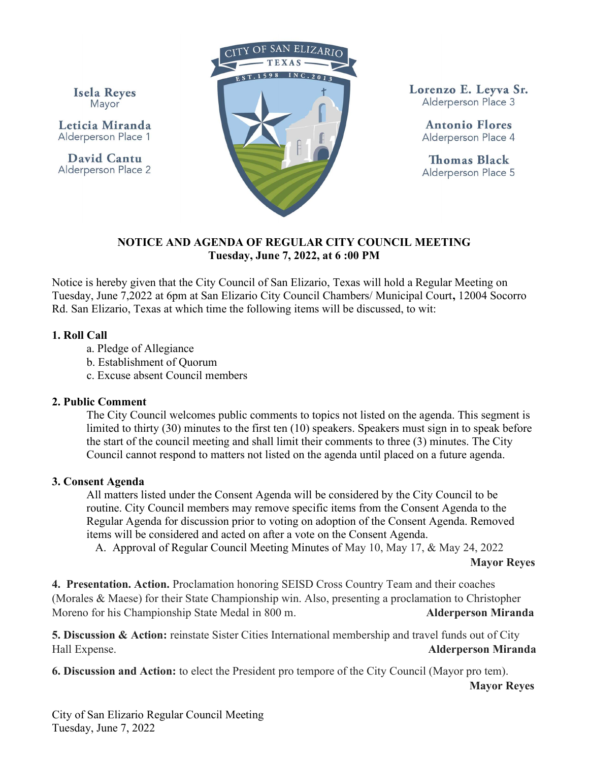Isela Reyes
Mayor

Leticia Miranda
Alderperson Place 1

David Cantu
Alderperson Place 2

CITY OF SAN ELIZARIO
TEXAS
EST. 1598 INC. 2013

Lorenzo E. Leyva Sr.
Alderperson Place 3

Antonio Flores
Alderperson Place 4

Thomas Black
Alderperson Place 5

**NOTICE AND AGENDA OF REGULAR CITY COUNCIL MEETING**
**Tuesday, June 7, 2022, at 6 :00 PM**

Notice is hereby given that the City Council of San Elizario, Texas will hold a Regular Meeting on Tuesday, June 7,2022 at 6pm at San Elizario City Council Chambers/ Municipal Court**,** 12004 Socorro Rd. San Elizario, Texas at which time the following items will be discussed, to wit:

**1. Roll Call**

a. Pledge of Allegiance
b. Establishment of Quorum
c. Excuse absent Council members

**2. Public Comment**

The City Council welcomes public comments to topics not listed on the agenda. This segment is limited to thirty (30) minutes to the first ten (10) speakers. Speakers must sign in to speak before the start of the council meeting and shall limit their comments to three (3) minutes. The City Council cannot respond to matters not listed on the agenda until placed on a future agenda.

**3. Consent Agenda**

All matters listed under the Consent Agenda will be considered by the City Council to be routine. City Council members may remove specific items from the Consent Agenda to the Regular Agenda for discussion prior to voting on adoption of the Consent Agenda. Removed items will be considered and acted on after a vote on the Consent Agenda.

A. Approval of Regular Council Meeting Minutes of May 10, May 17, & May 24, 2022

**Mayor Reyes**

**4. Presentation. Action.** Proclamation honoring SEISD Cross Country Team and their coaches (Morales & Maese) for their State Championship win. Also, presenting a proclamation to Christopher Moreno for his Championship State Medal in 800 m. **Alderperson Miranda**

**5. Discussion & Action:** reinstate Sister Cities International membership and travel funds out of City Hall Expense. **Alderperson Miranda**

**6. Discussion and Action:** to elect the President pro tempore of the City Council (Mayor pro tem). **Mayor Reyes**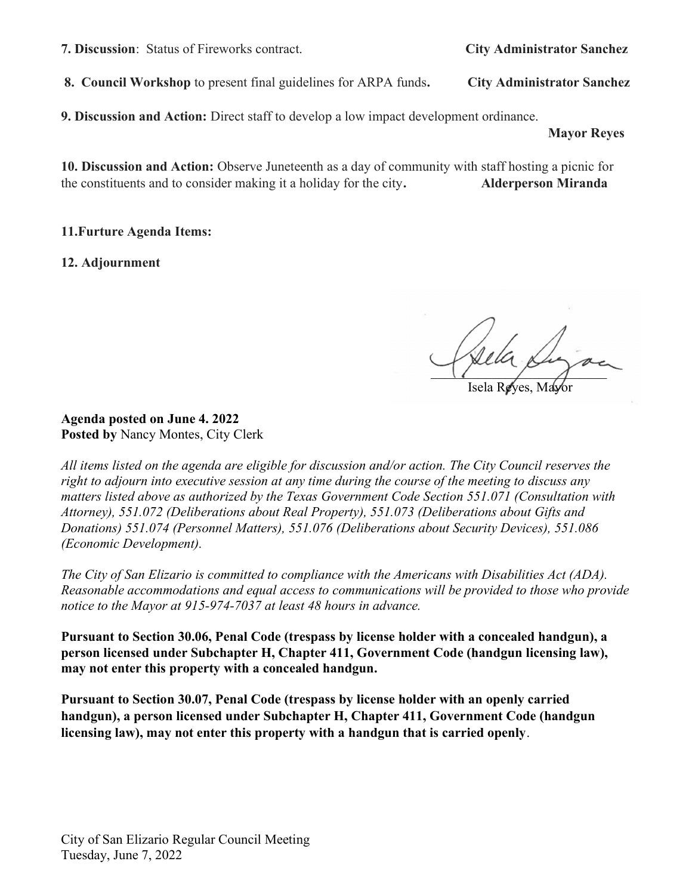**7. Discussion**: Status of Fireworks contract. **City Administrator Sanchez**

**8. Council Workshop** to present final guidelines for ARPA funds**.** **City Administrator Sanchez**

**9. Discussion and Action:** Direct staff to develop a low impact development ordinance.

**Mayor Reyes**

**10. Discussion and Action:** Observe Juneteenth as a day of community with staff hosting a picnic for the constituents and to consider making it a holiday for the city**.** **Alderperson Miranda**

**11.Furture Agenda Items:**

**12. Adjournment**

Isela Reyes, Mayor

**Agenda posted on June 4. 2022**
**Posted by** Nancy Montes, City Clerk

*All items listed on the agenda are eligible for discussion and/or action. The City Council reserves the right to adjourn into executive session at any time during the course of the meeting to discuss any matters listed above as authorized by the Texas Government Code Section 551.071 (Consultation with Attorney), 551.072 (Deliberations about Real Property), 551.073 (Deliberations about Gifts and Donations) 551.074 (Personnel Matters), 551.076 (Deliberations about Security Devices), 551.086 (Economic Development).*

*The City of San Elizario is committed to compliance with the Americans with Disabilities Act (ADA). Reasonable accommodations and equal access to communications will be provided to those who provide notice to the Mayor at 915-974-7037 at least 48 hours in advance.*

**Pursuant to Section 30.06, Penal Code (trespass by license holder with a concealed handgun), a person licensed under Subchapter H, Chapter 411, Government Code (handgun licensing law), may not enter this property with a concealed handgun.**

**Pursuant to Section 30.07, Penal Code (trespass by license holder with an openly carried handgun), a person licensed under Subchapter H, Chapter 411, Government Code (handgun licensing law), may not enter this property with a handgun that is carried openly**.